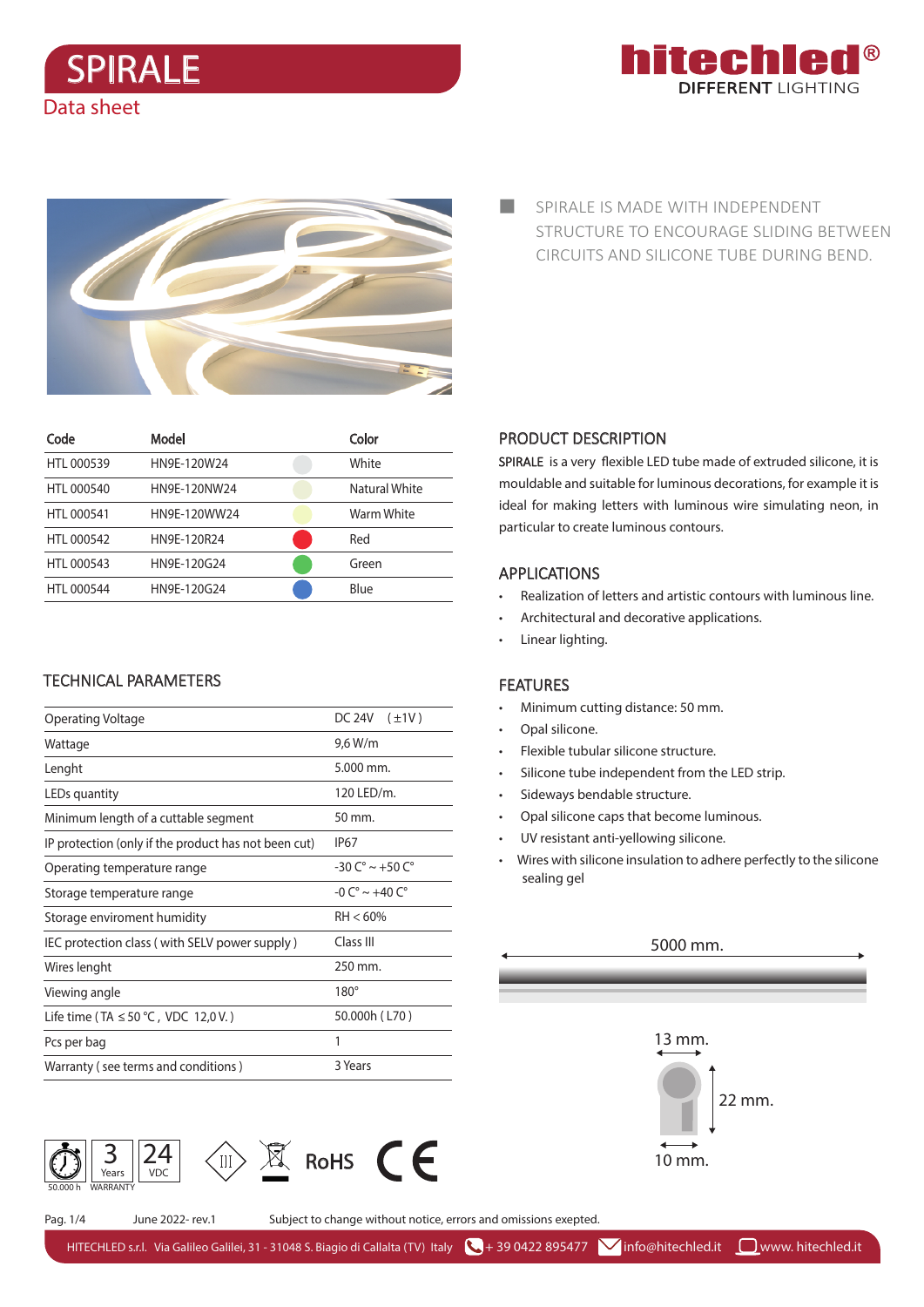# SPIRALE

Data sheet

hitechled® DIFFERENT LIGHTING

SPIRALE IS MADE WITH INDEPENDENT STRUCTURE TO ENCOURAGE SLIDING BETWEEN CIRCUITS AND SILICONE TUBE DURING BEND.

| Code | Model | Color |
|---|---|---|
| HTL 000539 | HN9E-120W24 | White |
| HTL 000540 | HN9E-120NW24 | Natural White |
| HTL 000541 | HN9E-120WW24 | Warm White |
| HTL 000542 | HN9E-120R24 | Red |
| HTL 000543 | HN9E-120G24 | Green |
| HTL 000544 | HN9E-120G24 | Blue |

## PRODUCT DESCRIPTION

SPIRALE is a very flexible LED tube made of extruded silicone, it is mouldable and suitable for luminous decorations, for example it is ideal for making letters with luminous wire simulating neon, in particular to create luminous contours.

## APPLICATIONS

- Realization of letters and artistic contours with luminous line.
- Architectural and decorative applications.
- Linear lighting.

## TECHNICAL PARAMETERS

| Parameter | Value |
|---|---|
| Operating Voltage | DC 24V (±1V) |
| Wattage | 9,6 W/m |
| Lenght | 5.000 mm. |
| LEDs quantity | 120 LED/m. |
| Minimum length of a cuttable segment | 50 mm. |
| IP protection (only if the product has not been cut) | IP67 |
| Operating temperature range | -30 C° ~ +50 C° |
| Storage temperature range | -0 C° ~ +40 C° |
| Storage enviroment humidity | RH < 60% |
| IEC protection class ( with SELV power supply ) | Class III |
| Wires lenght | 250 mm. |
| Viewing angle | 180° |
| Life time ( TA ≤ 50 °C , VDC 12,0 V. ) | 50.000h ( L70 ) |
| Pcs per bag | 1 |
| Warranty ( see terms and conditions ) | 3 Years |

## FEATURES

- Minimum cutting distance: 50 mm.
- Opal silicone.
- Flexible tubular silicone structure.
- Silicone tube independent from the LED strip.
- Sideways bendable structure.
- Opal silicone caps that become luminous.
- UV resistant anti-yellowing silicone.
- Wires with silicone insulation to adhere perfectly to the silicone sealing gel

5000 mm.

13 mm.

22 mm.

10 mm.

50.000 h | 3 Years WARRANTY | 24 VDC | III | RoHS | CE

June 2022- rev.1 Subject to change without notice, errors and omissions exepted.

HITECHLED s.r.l. Via Galileo Galilei, 31 - 31048 S. Biagio di Callalta (TV) Italy + 39 0422 895477 info@hitechled.it www. hitechled.it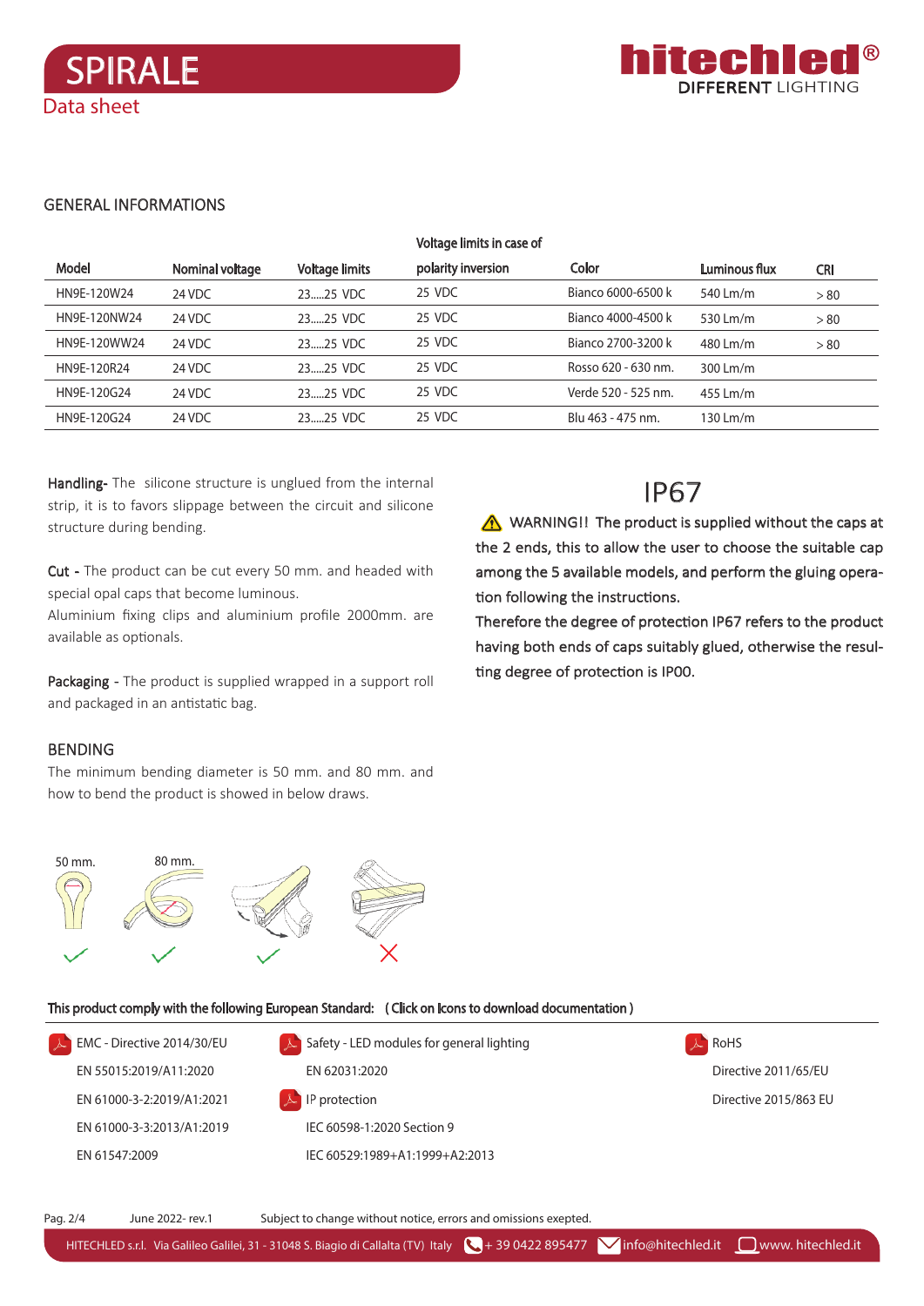# SPIRALE

Data sheet

## GENERAL INFORMATIONS

| Model | Nominal voltage | Voltage limits | Voltage limits in case of polarity inversion | Color | Luminous flux | CRI |
|---|---|---|---|---|---|---|
| HN9E-120W24 | 24 VDC | 23.....25 VDC | 25 VDC | Bianco 6000-6500 k | 540 Lm/m | > 80 |
| HN9E-120NW24 | 24 VDC | 23.....25 VDC | 25 VDC | Bianco 4000-4500 k | 530 Lm/m | > 80 |
| HN9E-120WW24 | 24 VDC | 23.....25 VDC | 25 VDC | Bianco 2700-3200 k | 480 Lm/m | > 80 |
| HN9E-120R24 | 24 VDC | 23.....25 VDC | 25 VDC | Rosso 620 - 630 nm. | 300 Lm/m | |
| HN9E-120G24 | 24 VDC | 23.....25 VDC | 25 VDC | Verde 520 - 525 nm. | 455 Lm/m | |
| HN9E-120G24 | 24 VDC | 23.....25 VDC | 25 VDC | Blu 463 - 475 nm. | 130 Lm/m | |

**Handling-** The silicone structure is unglued from the internal strip, it is to favors slippage between the circuit and silicone structure during bending.

**Cut -** The product can be cut every 50 mm. and headed with special opal caps that become luminous.
Aluminium fixing clips and aluminium profile 2000mm. are available as optionals.

**Packaging -** The product is supplied wrapped in a support roll and packaged in an antistatic bag.

## BENDING

The minimum bending diameter is 50 mm. and 80 mm. and how to bend the product is showed in below draws.

50 mm. 80 mm.

## IP67

⚠ WARNING!! The product is supplied without the caps at the 2 ends, this to allow the user to choose the suitable cap among the 5 available models, and perform the gluing operation following the instructions.
Therefore the degree of protection IP67 refers to the product having both ends of caps suitably glued, otherwise the resulting degree of protection is IP00.

**This product comply with the following European Standard: ( Click on Icons to download documentation )**

EMC - Directive 2014/30/EU
- EN 55015:2019/A11:2020
- EN 61000-3-2:2019/A1:2021
- EN 61000-3-3:2013/A1:2019
- EN 61547:2009

Safety - LED modules for general lighting
- EN 62031:2020

IP protection
- IEC 60598-1:2020 Section 9
- IEC 60529:1989+A1:1999+A2:2013

RoHS
- Directive 2011/65/EU
- Directive 2015/863 EU

June 2022- rev.1 Subject to change without notice, errors and omissions exepted.

HITECHLED s.r.l. Via Galileo Galilei, 31 - 31048 S. Biagio di Callalta (TV) Italy + 39 0422 895477 info@hitechled.it www. hitechled.it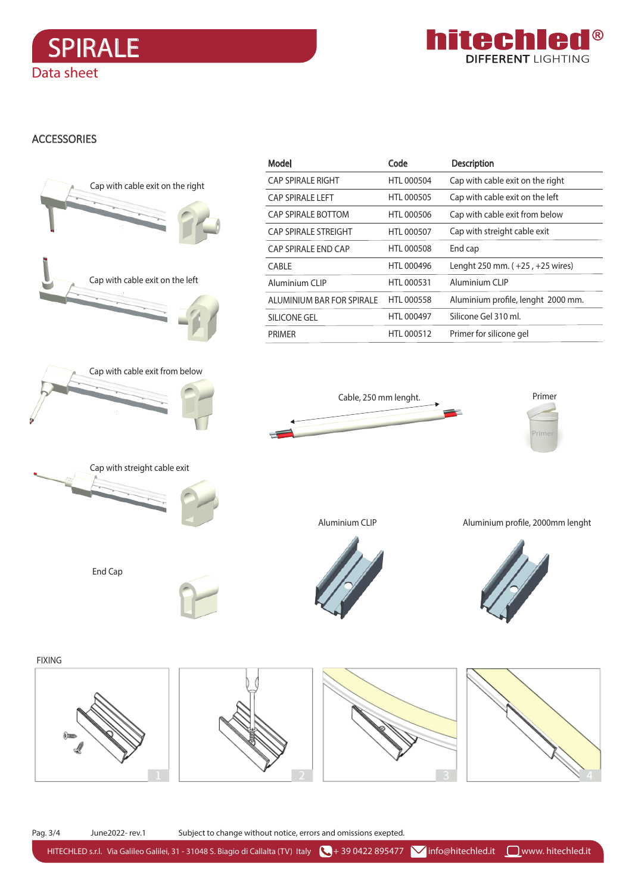# SPIRALE

Data sheet

## ACCESSORIES

| Model | Code | Description |
|---|---|---|
| CAP SPIRALE RIGHT | HTL 000504 | Cap with cable exit on the right |
| CAP SPIRALE LEFT | HTL 000505 | Cap with cable exit on the left |
| CAP SPIRALE BOTTOM | HTL 000506 | Cap with cable exit from below |
| CAP SPIRALE STREIGHT | HTL 000507 | Cap with streight cable exit |
| CAP SPIRALE END CAP | HTL 000508 | End cap |
| CABLE | HTL 000496 | Lenght 250 mm. ( +25 , +25 wires) |
| Aluminium CLIP | HTL 000531 | Aluminium CLIP |
| ALUMINIUM BAR FOR SPIRALE | HTL 000558 | Aluminium profile, lenght 2000 mm. |
| SILICONE GEL | HTL 000497 | Silicone Gel 310 ml. |
| PRIMER | HTL 000512 | Primer for silicone gel |

Cap with cable exit on the right

Cap with cable exit on the left

Cap with cable exit from below

Cap with streight cable exit

End Cap

Cable, 250 mm lenght.

Primer

Aluminium CLIP

Aluminium profile, 2000mm lenght

FIXING

1 2 3 4

Pag. 3/4 June2022- rev.1 Subject to change without notice, errors and omissions exepted.

HITECHLED s.r.l. Via Galileo Galilei, 31 - 31048 S. Biagio di Callalta (TV) Italy + 39 0422 895477 info@hitechled.it www. hitechled.it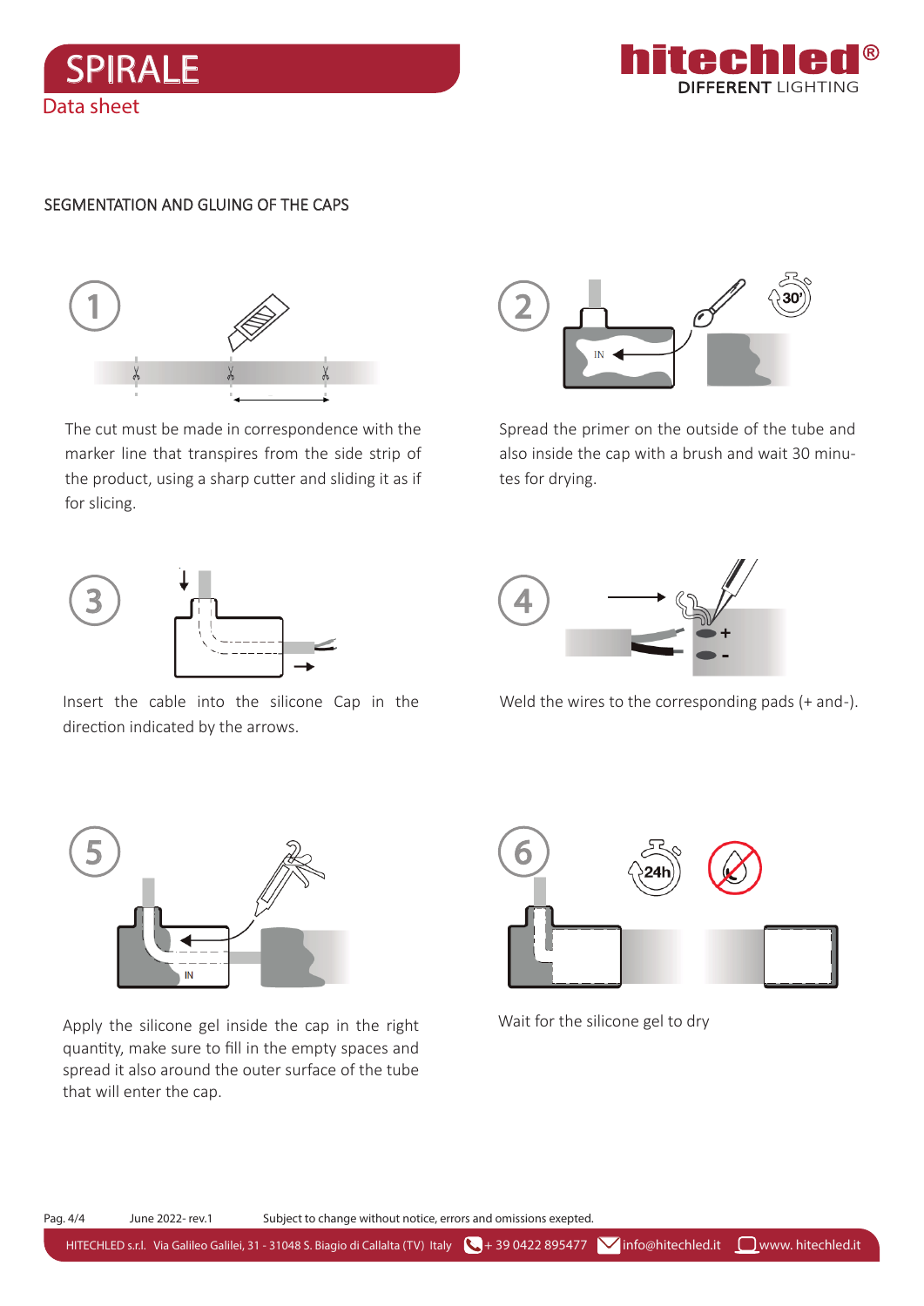## SEGMENTATION AND GLUING OF THE CAPS

1

The cut must be made in correspondence with the marker line that transpires from the side strip of the product, using a sharp cutter and sliding it as if for slicing.

2

Spread the primer on the outside of the tube and also inside the cap with a brush and wait 30 minu-tes for drying.

3

Insert the cable into the silicone Cap in the direction indicated by the arrows.

4

Weld the wires to the corresponding pads (+ and-).

5

Apply the silicone gel inside the cap in the right quantity, make sure to fill in the empty spaces and spread it also around the outer surface of the tube that will enter the cap.

6

Wait for the silicone gel to dry